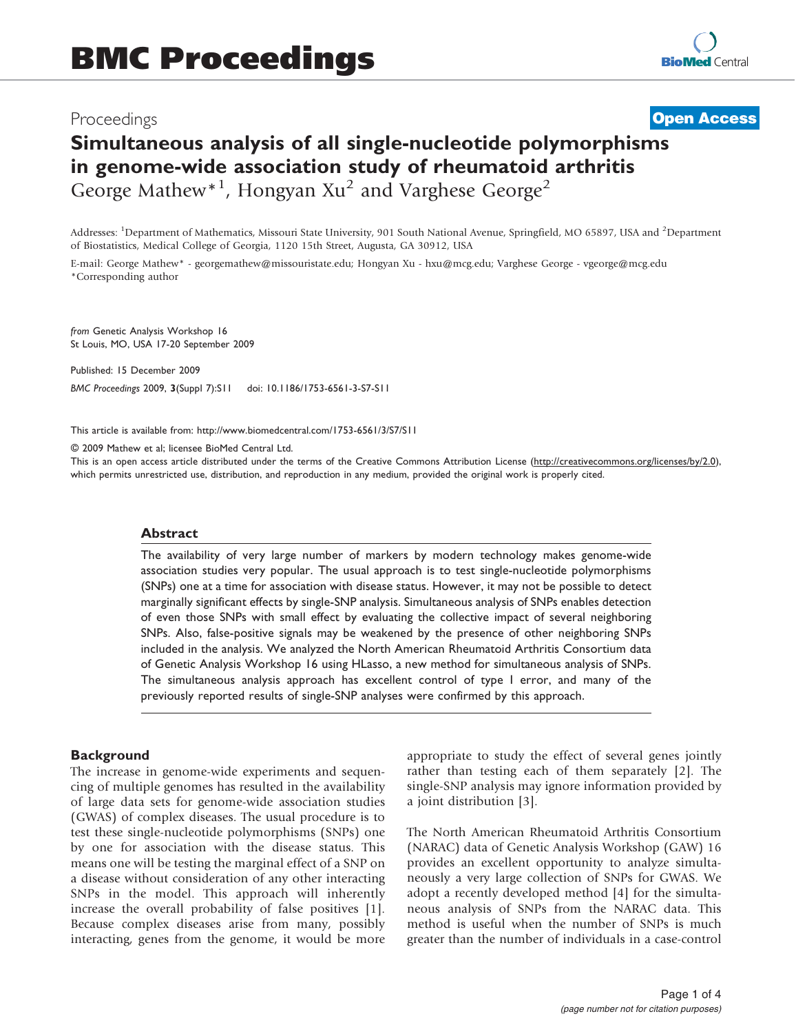# BMC Proceedings

Proceedings **Open Access**

# Simultaneous analysis of all single-nucleotide polymorphisms in genome-wide association study of rheumatoid arthritis

George Mathew*[1], Hongyan Xu[2] and Varghese George[2]

Addresses: [1]Department of Mathematics, Missouri State University, 901 South National Avenue, Springfield, MO 65897, USA and [2]Department of Biostatistics, Medical College of Georgia, 1120 15th Street, Augusta, GA 30912, USA

E-mail: George Mathew* - georgemathew@missouristate.edu; Hongyan Xu - hxu@mcg.edu; Varghese George - vgeorge@mcg.edu
*Corresponding author

*from* Genetic Analysis Workshop 16
St Louis, MO, USA 17-20 September 2009

Published: 15 December 2009

*BMC Proceedings* 2009, **3**(Suppl 7):S11 doi: 10.1186/1753-6561-3-S7-S11

This article is available from: http://www.biomedcentral.com/1753-6561/3/S7/S11

© 2009 Mathew et al; licensee BioMed Central Ltd.
This is an open access article distributed under the terms of the Creative Commons Attribution License (http://creativecommons.org/licenses/by/2.0), which permits unrestricted use, distribution, and reproduction in any medium, provided the original work is properly cited.

## Abstract

The availability of very large number of markers by modern technology makes genome-wide association studies very popular. The usual approach is to test single-nucleotide polymorphisms (SNPs) one at a time for association with disease status. However, it may not be possible to detect marginally significant effects by single-SNP analysis. Simultaneous analysis of SNPs enables detection of even those SNPs with small effect by evaluating the collective impact of several neighboring SNPs. Also, false-positive signals may be weakened by the presence of other neighboring SNPs included in the analysis. We analyzed the North American Rheumatoid Arthritis Consortium data of Genetic Analysis Workshop 16 using HLasso, a new method for simultaneous analysis of SNPs. The simultaneous analysis approach has excellent control of type I error, and many of the previously reported results of single-SNP analyses were confirmed by this approach.

## Background

The increase in genome-wide experiments and sequencing of multiple genomes has resulted in the availability of large data sets for genome-wide association studies (GWAS) of complex diseases. The usual procedure is to test these single-nucleotide polymorphisms (SNPs) one by one for association with the disease status. This means one will be testing the marginal effect of a SNP on a disease without consideration of any other interacting SNPs in the model. This approach will inherently increase the overall probability of false positives [1]. Because complex diseases arise from many, possibly interacting, genes from the genome, it would be more appropriate to study the effect of several genes jointly rather than testing each of them separately [2]. The single-SNP analysis may ignore information provided by a joint distribution [3].

The North American Rheumatoid Arthritis Consortium (NARAC) data of Genetic Analysis Workshop (GAW) 16 provides an excellent opportunity to analyze simultaneously a very large collection of SNPs for GWAS. We adopt a recently developed method [4] for the simultaneous analysis of SNPs from the NARAC data. This method is useful when the number of SNPs is much greater than the number of individuals in a case-control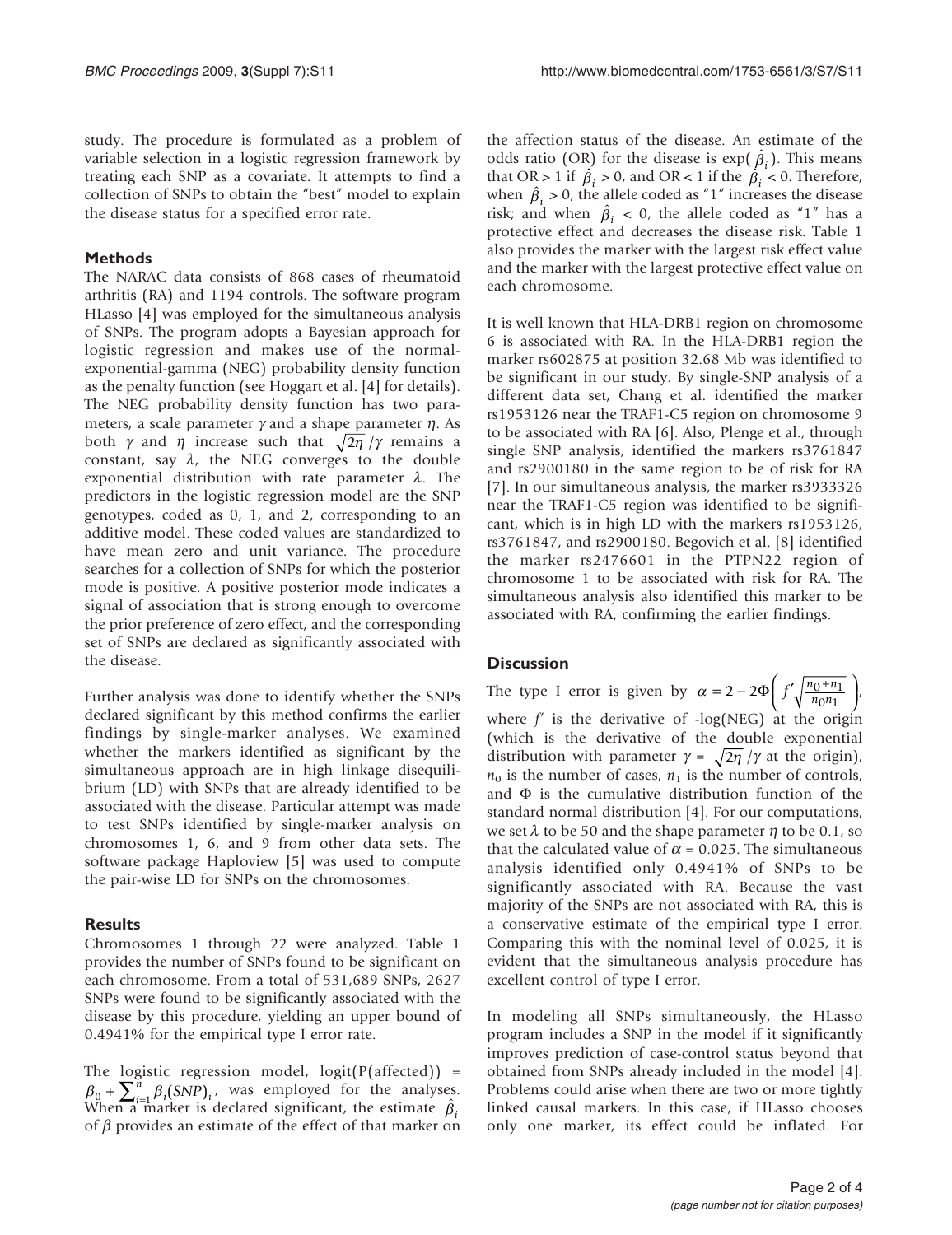study. The procedure is formulated as a problem of variable selection in a logistic regression framework by treating each SNP as a covariate. It attempts to find a collection of SNPs to obtain the "best" model to explain the disease status for a specified error rate.

## Methods

The NARAC data consists of 868 cases of rheumatoid arthritis (RA) and 1194 controls. The software program HLasso [4] was employed for the simultaneous analysis of SNPs. The program adopts a Bayesian approach for logistic regression and makes use of the normal-exponential-gamma (NEG) probability density function as the penalty function (see Hoggart et al. [4] for details). The NEG probability density function has two parameters, a scale parameter $\gamma$ and a shape parameter $\eta$. As both $\gamma$ and $\eta$ increase such that $\sqrt{2\eta}/\gamma$ remains a constant, say $\lambda$, the NEG converges to the double exponential distribution with rate parameter $\lambda$. The predictors in the logistic regression model are the SNP genotypes, coded as 0, 1, and 2, corresponding to an additive model. These coded values are standardized to have mean zero and unit variance. The procedure searches for a collection of SNPs for which the posterior mode is positive. A positive posterior mode indicates a signal of association that is strong enough to overcome the prior preference of zero effect, and the corresponding set of SNPs are declared as significantly associated with the disease.

Further analysis was done to identify whether the SNPs declared significant by this method confirms the earlier findings by single-marker analyses. We examined whether the markers identified as significant by the simultaneous approach are in high linkage disequilibrium (LD) with SNPs that are already identified to be associated with the disease. Particular attempt was made to test SNPs identified by single-marker analysis on chromosomes 1, 6, and 9 from other data sets. The software package Haploview [5] was used to compute the pair-wise LD for SNPs on the chromosomes.

## Results

Chromosomes 1 through 22 were analyzed. Table 1 provides the number of SNPs found to be significant on each chromosome. From a total of 531,689 SNPs, 2627 SNPs were found to be significantly associated with the disease by this procedure, yielding an upper bound of 0.4941% for the empirical type I error rate.

The logistic regression model, $\text{logit}(P(\text{affected})) = \beta_0 + \sum_{i=1}^{n} \beta_i (SNP)_i$, was employed for the analyses. When a marker is declared significant, the estimate $\hat{\beta}_i$ of $\beta$ provides an estimate of the effect of that marker on the affection status of the disease. An estimate of the odds ratio (OR) for the disease is $\exp(\hat{\beta}_i)$. This means that OR > 1 if $\hat{\beta}_i > 0$, and OR < 1 if the $\hat{\beta}_i < 0$. Therefore, when $\hat{\beta}_i > 0$, the allele coded as "1" increases the disease risk; and when $\hat{\beta}_i < 0$, the allele coded as "1" has a protective effect and decreases the disease risk. Table 1 also provides the marker with the largest risk effect value and the marker with the largest protective effect value on each chromosome.

It is well known that HLA-DRB1 region on chromosome 6 is associated with RA. In the HLA-DRB1 region the marker rs602875 at position 32.68 Mb was identified to be significant in our study. By single-SNP analysis of a different data set, Chang et al. identified the marker rs1953126 near the TRAF1-C5 region on chromosome 9 to be associated with RA [6]. Also, Plenge et al., through single SNP analysis, identified the markers rs3761847 and rs2900180 in the same region to be of risk for RA [7]. In our simultaneous analysis, the marker rs3933326 near the TRAF1-C5 region was identified to be significant, which is in high LD with the markers rs1953126, rs3761847, and rs2900180. Begovich et al. [8] identified the marker rs2476601 in the PTPN22 region of chromosome 1 to be associated with risk for RA. The simultaneous analysis also identified this marker to be associated with RA, confirming the earlier findings.

## Discussion

The type I error is given by $\alpha = 2 - 2\Phi\left(f'\sqrt{\frac{n_0+n_1}{n_0 n_1}}\right)$, where $f'$ is the derivative of -log(NEG) at the origin (which is the derivative of the double exponential distribution with parameter $\gamma = \sqrt{2\eta}/\gamma$ at the origin), $n_0$ is the number of cases, $n_1$ is the number of controls, and $\Phi$ is the cumulative distribution function of the standard normal distribution [4]. For our computations, we set $\lambda$ to be 50 and the shape parameter $\eta$ to be 0.1, so that the calculated value of $\alpha = 0.025$. The simultaneous analysis identified only 0.4941% of SNPs to be significantly associated with RA. Because the vast majority of the SNPs are not associated with RA, this is a conservative estimate of the empirical type I error. Comparing this with the nominal level of 0.025, it is evident that the simultaneous analysis procedure has excellent control of type I error.

In modeling all SNPs simultaneously, the HLasso program includes a SNP in the model if it significantly improves prediction of case-control status beyond that obtained from SNPs already included in the model [4]. Problems could arise when there are two or more tightly linked causal markers. In this case, if HLasso chooses only one marker, its effect could be inflated. For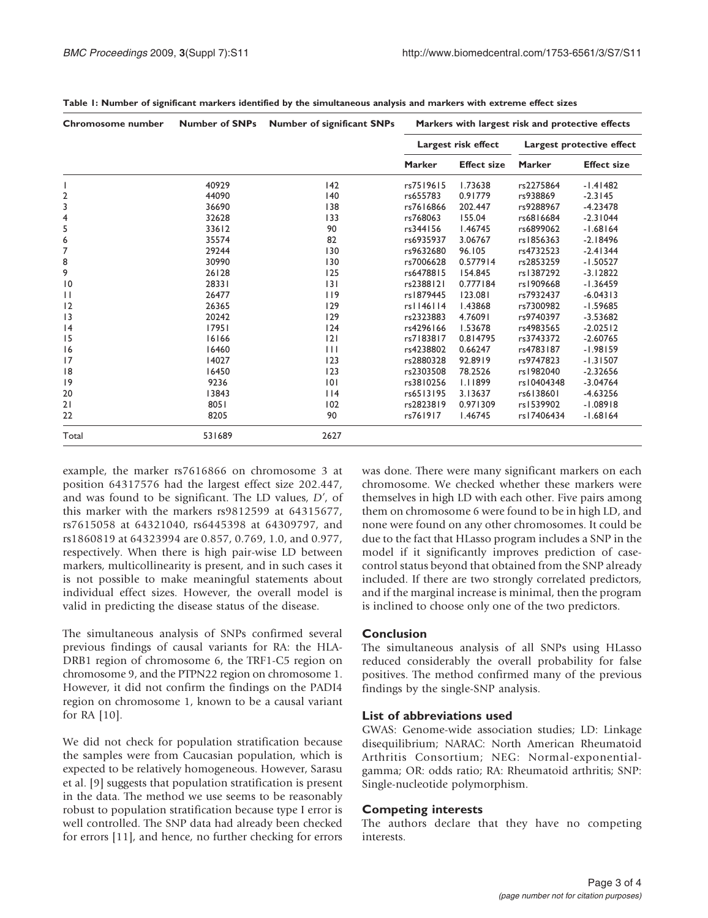**Table 1: Number of significant markers identified by the simultaneous analysis and markers with extreme effect sizes**

| Chromosome number | Number of SNPs | Number of significant SNPs | Markers with largest risk and protective effects | | | |
|---|---|---|---|---|---|---|
| | | | Largest risk effect | | Largest protective effect | |
| | | | Marker | Effect size | Marker | Effect size |
| 1 | 40929 | 142 | rs7519615 | 1.73638 | rs2275864 | -1.41482 |
| 2 | 44090 | 140 | rs655783 | 0.91779 | rs938869 | -2.3145 |
| 3 | 36690 | 138 | rs7616866 | 202.447 | rs9288967 | -4.23478 |
| 4 | 32628 | 133 | rs768063 | 155.04 | rs6816684 | -2.31044 |
| 5 | 33612 | 90 | rs344156 | 1.46745 | rs6899062 | -1.68164 |
| 6 | 35574 | 82 | rs6935937 | 3.06767 | rs1856363 | -2.18496 |
| 7 | 29244 | 130 | rs9632680 | 96.105 | rs4732523 | -2.41344 |
| 8 | 30990 | 130 | rs7006628 | 0.577914 | rs2853259 | -1.50527 |
| 9 | 26128 | 125 | rs6478815 | 154.845 | rs1387292 | -3.12822 |
| 10 | 28331 | 131 | rs2388121 | 0.777184 | rs1909668 | -1.36459 |
| 11 | 26477 | 119 | rs1879445 | 123.081 | rs7932437 | -6.04313 |
| 12 | 26365 | 129 | rs1146114 | 1.43868 | rs7300982 | -1.59685 |
| 13 | 20242 | 129 | rs2323883 | 4.76091 | rs9740397 | -3.53682 |
| 14 | 17951 | 124 | rs4296166 | 1.53678 | rs4983565 | -2.02512 |
| 15 | 16166 | 121 | rs7183817 | 0.814795 | rs3743372 | -2.60765 |
| 16 | 16460 | 111 | rs4238802 | 0.66247 | rs4783187 | -1.98159 |
| 17 | 14027 | 123 | rs2880328 | 92.8919 | rs9747823 | -1.31507 |
| 18 | 16450 | 123 | rs2303508 | 78.2526 | rs1982040 | -2.32656 |
| 19 | 9236 | 101 | rs3810256 | 1.11899 | rs10404348 | -3.04764 |
| 20 | 13843 | 114 | rs6513195 | 3.13637 | rs6138601 | -4.63256 |
| 21 | 8051 | 102 | rs2823819 | 0.971309 | rs1539902 | -1.08918 |
| 22 | 8205 | 90 | rs761917 | 1.46745 | rs17406434 | -1.68164 |
| Total | 531689 | 2627 | | | | |

example, the marker rs7616866 on chromosome 3 at position 64317576 had the largest effect size 202.447, and was found to be significant. The LD values, $D'$, of this marker with the markers rs9812599 at 64315677, rs7615058 at 64321040, rs6445398 at 64309797, and rs1860819 at 64323994 are 0.857, 0.769, 1.0, and 0.977, respectively. When there is high pair-wise LD between markers, multicollinearity is present, and in such cases it is not possible to make meaningful statements about individual effect sizes. However, the overall model is valid in predicting the disease status of the disease.

The simultaneous analysis of SNPs confirmed several previous findings of causal variants for RA: the HLA-DRB1 region of chromosome 6, the TRF1-C5 region on chromosome 9, and the PTPN22 region on chromosome 1. However, it did not confirm the findings on the PADI4 region on chromosome 1, known to be a causal variant for RA [10].

We did not check for population stratification because the samples were from Caucasian population, which is expected to be relatively homogeneous. However, Sarasu et al. [9] suggests that population stratification is present in the data. The method we use seems to be reasonably robust to population stratification because type I error is well controlled. The SNP data had already been checked for errors [11], and hence, no further checking for errors was done. There were many significant markers on each chromosome. We checked whether these markers were themselves in high LD with each other. Five pairs among them on chromosome 6 were found to be in high LD, and none were found on any other chromosomes. It could be due to the fact that HLasso program includes a SNP in the model if it significantly improves prediction of case-control status beyond that obtained from the SNP already included. If there are two strongly correlated predictors, and if the marginal increase is minimal, then the program is inclined to choose only one of the two predictors.

## Conclusion

The simultaneous analysis of all SNPs using HLasso reduced considerably the overall probability for false positives. The method confirmed many of the previous findings by the single-SNP analysis.

## List of abbreviations used

GWAS: Genome-wide association studies; LD: Linkage disequilibrium; NARAC: North American Rheumatoid Arthritis Consortium; NEG: Normal-exponential-gamma; OR: odds ratio; RA: Rheumatoid arthritis; SNP: Single-nucleotide polymorphism.

## Competing interests

The authors declare that they have no competing interests.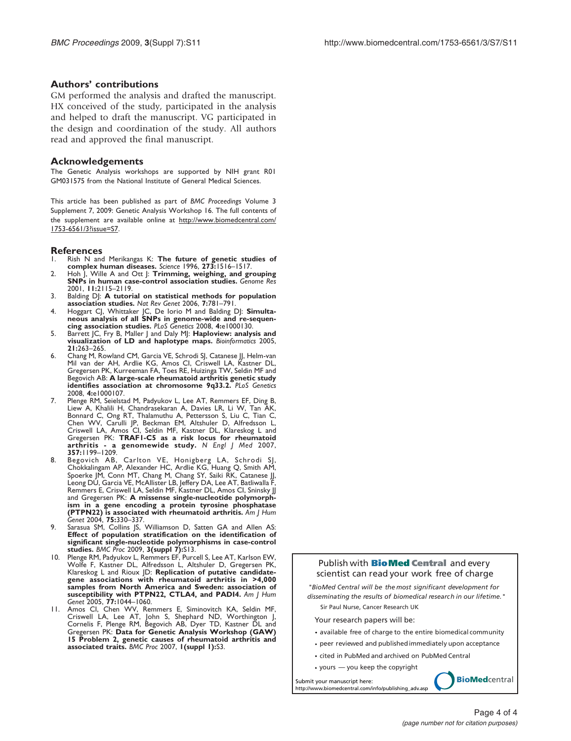## Authors' contributions

GM performed the analysis and drafted the manuscript. HX conceived of the study, participated in the analysis and helped to draft the manuscript. VG participated in the design and coordination of the study. All authors read and approved the final manuscript.

## Acknowledgements

The Genetic Analysis workshops are supported by NIH grant R01 GM031575 from the National Institute of General Medical Sciences.

This article has been published as part of *BMC Proceedings* Volume 3 Supplement 7, 2009: Genetic Analysis Workshop 16. The full contents of the supplement are available online at http://www.biomedcentral.com/1753-6561/3?issue=S7.

## References

1. Rish N and Merikangas K: **The future of genetic studies of complex human diseases.** *Science* 1996, **273:**1516–1517.
2. Hoh J, Wille A and Ott J: **Trimming, weighing, and grouping SNPs in human case-control association studies.** *Genome Res* 2001, **11:**2115–2119.
3. Balding DJ: **A tutorial on statistical methods for population association studies.** *Nat Rev Genet* 2006, **7:**781–791.
4. Hoggart CJ, Whittaker JC, De Iorio M and Balding DJ: **Simultaneous analysis of all SNPs in genome-wide and re-sequencing association studies.** *PLoS Genetics* 2008, **4:**e1000130.
5. Barrett JC, Fry B, Maller J and Daly MJ: **Haploview: analysis and visualization of LD and haplotype maps.** *Bioinformatics* 2005, **21:**263–265.
6. Chang M, Rowland CM, Garcia VE, Schrodi SJ, Catanese JJ, Helm-van Mil van der AH, Ardlie KG, Amos CI, Criswell LA, Kastner DL, Gregersen PK, Kurreeman FA, Toes RE, Huizinga TW, Seldin MF and Begovich AB: **A large-scale rheumatoid arthritis genetic study identifies association at chromosome 9q33.2.** *PLoS Genetics* 2008, **4:**e1000107.
7. Plenge RM, Seielstad M, Padyukov L, Lee AT, Remmers EF, Ding B, Liew A, Khalili H, Chandrasekaran A, Davies LR, Li W, Tan AK, Bonnard C, Ong RT, Thalamuthu A, Pettersson S, Liu C, Tian C, Chen WV, Carulli JP, Beckman EM, Altshuler D, Alfredsson L, Criswell LA, Amos CI, Seldin MF, Kastner DL, Klareskog L and Gregersen PK: **TRAF1-C5 as a risk locus for rheumatoid arthritis - a genomewide study.** *N Engl J Med* 2007, **357:**1199–1209.
8. Begovich AB, Carlton VE, Honigberg LA, Schrodi SJ, Chokkalingam AP, Alexander HC, Ardlie KG, Huang Q, Smith AM, Spoerke JM, Conn MT, Chang M, Chang SY, Saiki RK, Catanese JJ, Leong DU, Garcia VE, McAllister LB, Jeffery DA, Lee AT, Batliwalla F, Remmers E, Criswell LA, Seldin MF, Kastner DL, Amos CI, Sninsky JJ and Gregersen PK: **A missense single-nucleotide polymorphism in a gene encoding a protein tyrosine phosphatase (PTPN22) is associated with rheumatoid arthritis.** *Am J Hum Genet* 2004, **75:**330–337.
9. Sarasua SM, Collins JS, Williamson D, Satten GA and Allen AS: **Effect of population stratification on the identification of significant single-nucleotide polymorphisms in case-control studies.** *BMC Proc* 2009, **3(suppl 7):**S13.
10. Plenge RM, Padyukov L, Remmers EF, Purcell S, Lee AT, Karlson EW, Wolfe F, Kastner DL, Alfredsson L, Altshuler D, Gregersen PK, Klareskog L and Rioux JD: **Replication of putative candidate-gene associations with rheumatoid arthritis in >4,000 samples from North America and Sweden: association of susceptibility with PTPN22, CTLA4, and PADI4.** *Am J Hum Genet* 2005, **77:**1044–1060.
11. Amos CI, Chen WV, Remmers E, Siminovitch KA, Seldin MF, Criswell LA, Lee AT, John S, Shephard ND, Worthington J, Cornelis F, Plenge RM, Begovich AB, Dyer TD, Kastner DL and Gregersen PK: **Data for Genetic Analysis Workshop (GAW) 15 Problem 2, genetic causes of rheumatoid arthritis and associated traits.** *BMC Proc* 2007, **1(suppl 1):**S3.

Publish with **BioMed Central** and every scientist can read your work free of charge

*"BioMed Central will be the most significant development for disseminating the results of biomedical research in our lifetime."*
Sir Paul Nurse, Cancer Research UK

Your research papers will be:

- available free of charge to the entire biomedical community
- peer reviewed and published immediately upon acceptance
- cited in PubMed and archived on PubMed Central
- yours — you keep the copyright

Submit your manuscript here:
http://www.biomedcentral.com/info/publishing_adv.asp

BioMedcentral